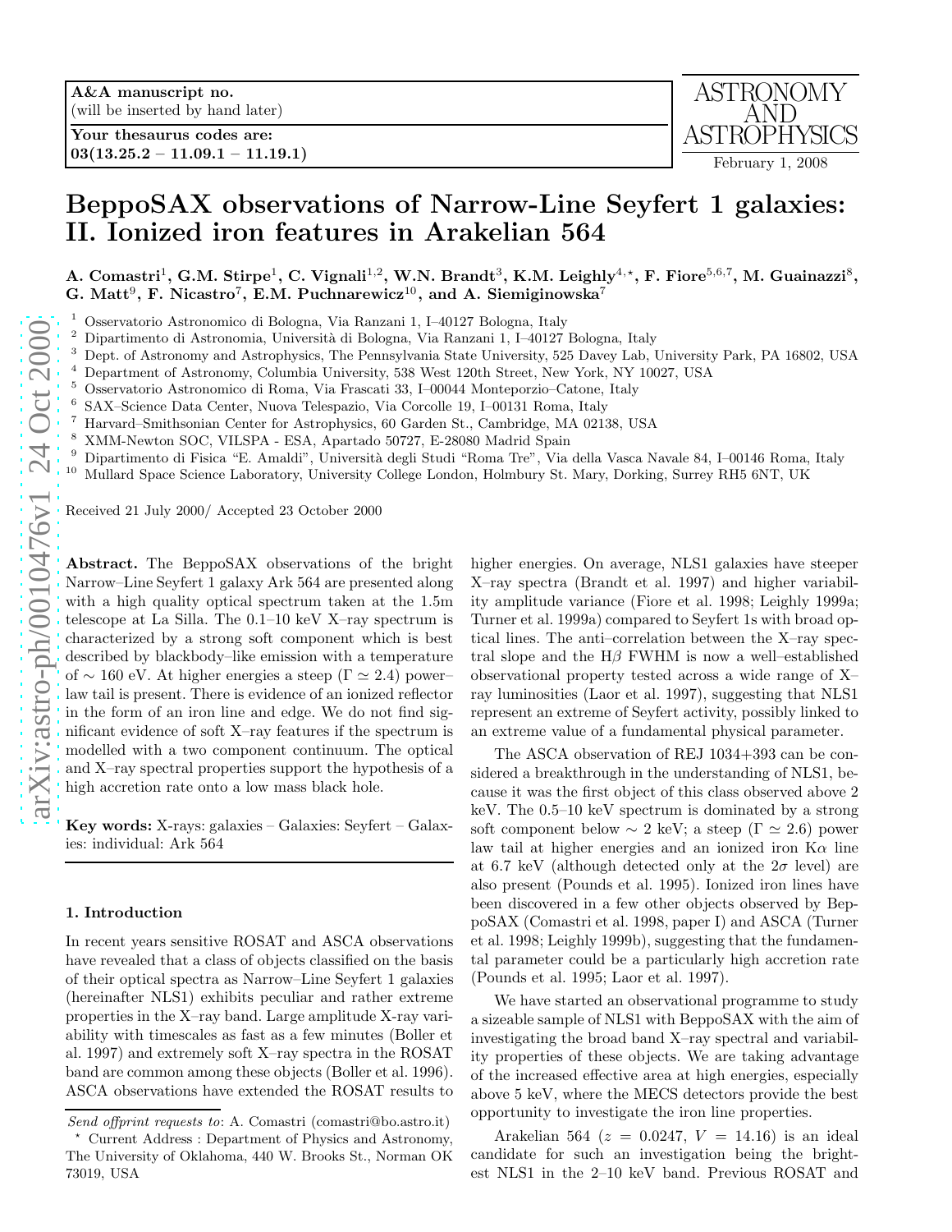A&A manuscript no.
(will be inserted by hand later)

Your thesaurus codes are:
03(13.25.2 – 11.09.1 – 11.19.1)

ASTRONOMY AND ASTROPHYSICS
February 1, 2008

# BeppoSAX observations of Narrow-Line Seyfert 1 galaxies: II. Ionized iron features in Arakelian 564

**A. Comastri[1], G.M. Stirpe[1], C. Vignali[1,2], W.N. Brandt[3], K.M. Leighly[4,⋆], F. Fiore[5,6,7], M. Guainazzi[8], G. Matt[9], F. Nicastro[7], E.M. Puchnarewicz[10], and A. Siemiginowska[7]**

[1] Osservatorio Astronomico di Bologna, Via Ranzani 1, I–40127 Bologna, Italy
[2] Dipartimento di Astronomia, Università di Bologna, Via Ranzani 1, I–40127 Bologna, Italy
[3] Dept. of Astronomy and Astrophysics, The Pennsylvania State University, 525 Davey Lab, University Park, PA 16802, USA
[4] Department of Astronomy, Columbia University, 538 West 120th Street, New York, NY 10027, USA
[5] Osservatorio Astronomico di Roma, Via Frascati 33, I–00044 Monteporzio–Catone, Italy
[6] SAX–Science Data Center, Nuova Telespazio, Via Corcolle 19, I–00131 Roma, Italy
[7] Harvard–Smithsonian Center for Astrophysics, 60 Garden St., Cambridge, MA 02138, USA
[8] XMM-Newton SOC, VILSPA - ESA, Apartado 50727, E-28080 Madrid Spain
[9] Dipartimento di Fisica "E. Amaldi", Università degli Studi "Roma Tre", Via della Vasca Navale 84, I–00146 Roma, Italy
[10] Mullard Space Science Laboratory, University College London, Holmbury St. Mary, Dorking, Surrey RH5 6NT, UK

Received 21 July 2000/ Accepted 23 October 2000

**Abstract.** The BeppoSAX observations of the bright Narrow–Line Seyfert 1 galaxy Ark 564 are presented along with a high quality optical spectrum taken at the 1.5m telescope at La Silla. The 0.1–10 keV X–ray spectrum is characterized by a strong soft component which is best described by blackbody–like emission with a temperature of $\sim$ 160 eV. At higher energies a steep ($\Gamma \simeq 2.4$) power–law tail is present. There is evidence of an ionized reflector in the form of an iron line and edge. We do not find significant evidence of soft X–ray features if the spectrum is modelled with a two component continuum. The optical and X–ray spectral properties support the hypothesis of a high accretion rate onto a low mass black hole.

**Key words:** X-rays: galaxies – Galaxies: Seyfert – Galaxies: individual: Ark 564

## 1. Introduction

In recent years sensitive ROSAT and ASCA observations have revealed that a class of objects classified on the basis of their optical spectra as Narrow–Line Seyfert 1 galaxies (hereinafter NLS1) exhibits peculiar and rather extreme properties in the X–ray band. Large amplitude X-ray variability with timescales as fast as a few minutes (Boller et al. 1997) and extremely soft X–ray spectra in the ROSAT band are common among these objects (Boller et al. 1996). ASCA observations have extended the ROSAT results to higher energies. On average, NLS1 galaxies have steeper X–ray spectra (Brandt et al. 1997) and higher variability amplitude variance (Fiore et al. 1998; Leighly 1999a; Turner et al. 1999a) compared to Seyfert 1s with broad optical lines. The anti–correlation between the X–ray spectral slope and the H$\beta$ FWHM is now a well–established observational property tested across a wide range of X–ray luminosities (Laor et al. 1997), suggesting that NLS1 represent an extreme of Seyfert activity, possibly linked to an extreme value of a fundamental physical parameter.

The ASCA observation of REJ 1034+393 can be considered a breakthrough in the understanding of NLS1, because it was the first object of this class observed above 2 keV. The 0.5–10 keV spectrum is dominated by a strong soft component below $\sim$ 2 keV; a steep ($\Gamma \simeq 2.6$) power law tail at higher energies and an ionized iron K$\alpha$ line at 6.7 keV (although detected only at the 2$\sigma$ level) are also present (Pounds et al. 1995). Ionized iron lines have been discovered in a few other objects observed by BeppoSAX (Comastri et al. 1998, paper I) and ASCA (Turner et al. 1998; Leighly 1999b), suggesting that the fundamental parameter could be a particularly high accretion rate (Pounds et al. 1995; Laor et al. 1997).

We have started an observational programme to study a sizeable sample of NLS1 with BeppoSAX with the aim of investigating the broad band X–ray spectral and variability properties of these objects. We are taking advantage of the increased effective area at high energies, especially above 5 keV, where the MECS detectors provide the best opportunity to investigate the iron line properties.

Arakelian 564 ($z$ = 0.0247, $V$ = 14.16) is an ideal candidate for such an investigation being the brightest NLS1 in the 2–10 keV band. Previous ROSAT and

*Send offprint requests to*: A. Comastri (comastri@bo.astro.it)

⋆ Current Address : Department of Physics and Astronomy, The University of Oklahoma, 440 W. Brooks St., Norman OK 73019, USA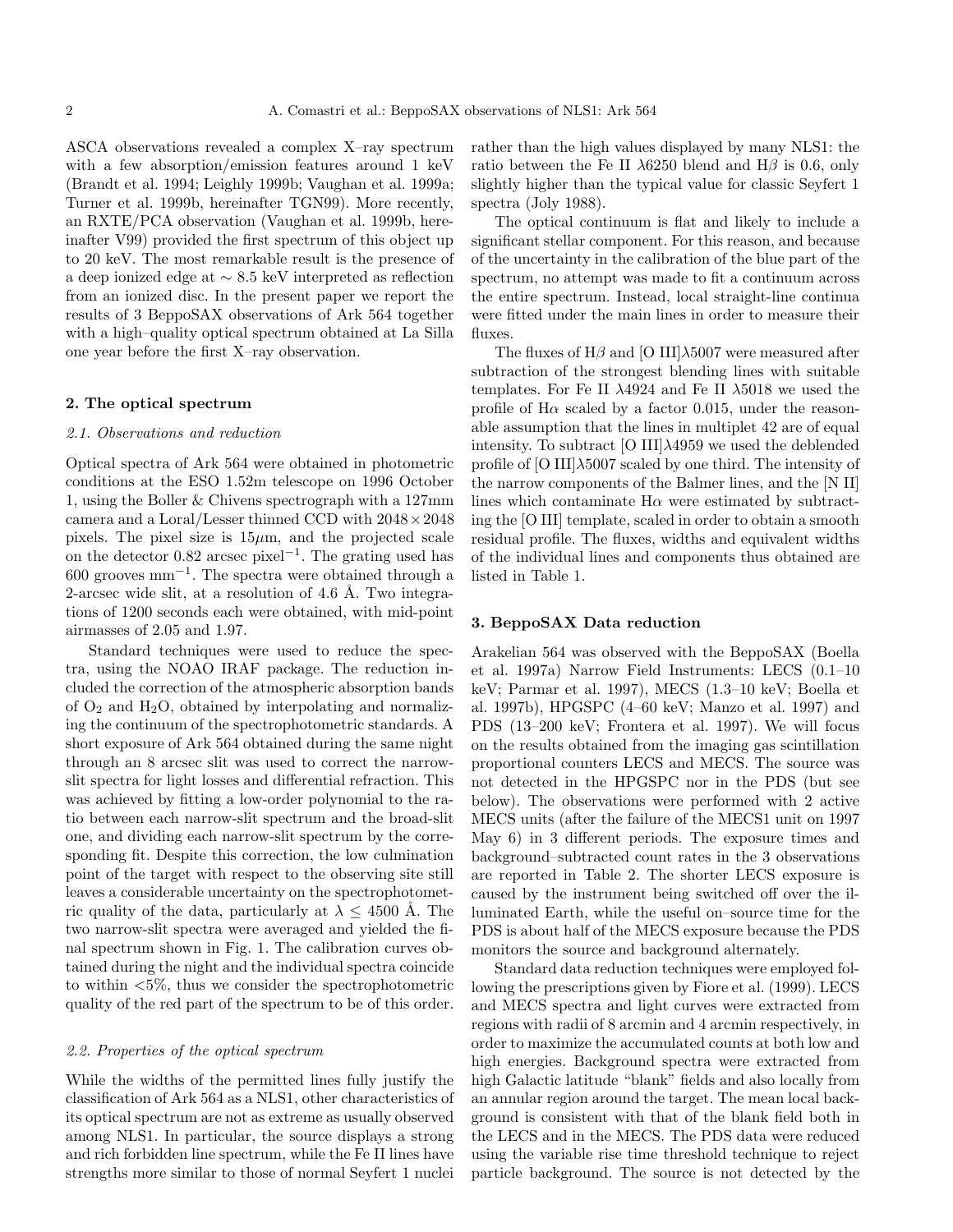ASCA observations revealed a complex X–ray spectrum with a few absorption/emission features around 1 keV (Brandt et al. 1994; Leighly 1999b; Vaughan et al. 1999a; Turner et al. 1999b, hereinafter TGN99). More recently, an RXTE/PCA observation (Vaughan et al. 1999b, hereinafter V99) provided the first spectrum of this object up to 20 keV. The most remarkable result is the presence of a deep ionized edge at $\sim 8.5$ keV interpreted as reflection from an ionized disc. In the present paper we report the results of 3 BeppoSAX observations of Ark 564 together with a high–quality optical spectrum obtained at La Silla one year before the first X–ray observation.

## 2. The optical spectrum

### 2.1. Observations and reduction

Optical spectra of Ark 564 were obtained in photometric conditions at the ESO 1.52m telescope on 1996 October 1, using the Boller & Chivens spectrograph with a 127mm camera and a Loral/Lesser thinned CCD with $2048 \times 2048$ pixels. The pixel size is $15\mu$m, and the projected scale on the detector 0.82 arcsec pixel$^{-1}$. The grating used has 600 grooves mm$^{-1}$. The spectra were obtained through a 2-arcsec wide slit, at a resolution of 4.6 Å. Two integrations of 1200 seconds each were obtained, with mid-point airmasses of 2.05 and 1.97.

Standard techniques were used to reduce the spectra, using the NOAO IRAF package. The reduction included the correction of the atmospheric absorption bands of $O_2$ and $H_2O$, obtained by interpolating and normalizing the continuum of the spectrophotometric standards. A short exposure of Ark 564 obtained during the same night through an 8 arcsec slit was used to correct the narrow-slit spectra for light losses and differential refraction. This was achieved by fitting a low-order polynomial to the ratio between each narrow-slit spectrum and the broad-slit one, and dividing each narrow-slit spectrum by the corresponding fit. Despite this correction, the low culmination point of the target with respect to the observing site still leaves a considerable uncertainty on the spectrophotometric quality of the data, particularly at $\lambda \leq 4500$ Å. The two narrow-slit spectra were averaged and yielded the final spectrum shown in Fig. 1. The calibration curves obtained during the night and the individual spectra coincide to within <5%, thus we consider the spectrophotometric quality of the red part of the spectrum to be of this order.

### 2.2. Properties of the optical spectrum

While the widths of the permitted lines fully justify the classification of Ark 564 as a NLS1, other characteristics of its optical spectrum are not as extreme as usually observed among NLS1. In particular, the source displays a strong and rich forbidden line spectrum, while the Fe II lines have strengths more similar to those of normal Seyfert 1 nuclei rather than the high values displayed by many NLS1: the ratio between the Fe II $\lambda$6250 blend and H$\beta$ is 0.6, only slightly higher than the typical value for classic Seyfert 1 spectra (Joly 1988).

The optical continuum is flat and likely to include a significant stellar component. For this reason, and because of the uncertainty in the calibration of the blue part of the spectrum, no attempt was made to fit a continuum across the entire spectrum. Instead, local straight-line continua were fitted under the main lines in order to measure their fluxes.

The fluxes of H$\beta$ and [O III]$\lambda$5007 were measured after subtraction of the strongest blending lines with suitable templates. For Fe II $\lambda$4924 and Fe II $\lambda$5018 we used the profile of H$\alpha$ scaled by a factor 0.015, under the reasonable assumption that the lines in multiplet 42 are of equal intensity. To subtract [O III]$\lambda$4959 we used the deblended profile of [O III]$\lambda$5007 scaled by one third. The intensity of the narrow components of the Balmer lines, and the [N II] lines which contaminate H$\alpha$ were estimated by subtracting the [O III] template, scaled in order to obtain a smooth residual profile. The fluxes, widths and equivalent widths of the individual lines and components thus obtained are listed in Table 1.

## 3. BeppoSAX Data reduction

Arakelian 564 was observed with the BeppoSAX (Boella et al. 1997a) Narrow Field Instruments: LECS (0.1–10 keV; Parmar et al. 1997), MECS (1.3–10 keV; Boella et al. 1997b), HPGSPC (4–60 keV; Manzo et al. 1997) and PDS (13–200 keV; Frontera et al. 1997). We will focus on the results obtained from the imaging gas scintillation proportional counters LECS and MECS. The source was not detected in the HPGSPC nor in the PDS (but see below). The observations were performed with 2 active MECS units (after the failure of the MECS1 unit on 1997 May 6) in 3 different periods. The exposure times and background–subtracted count rates in the 3 observations are reported in Table 2. The shorter LECS exposure is caused by the instrument being switched off over the illuminated Earth, while the useful on–source time for the PDS is about half of the MECS exposure because the PDS monitors the source and background alternately.

Standard data reduction techniques were employed following the prescriptions given by Fiore et al. (1999). LECS and MECS spectra and light curves were extracted from regions with radii of 8 arcmin and 4 arcmin respectively, in order to maximize the accumulated counts at both low and high energies. Background spectra were extracted from high Galactic latitude "blank" fields and also locally from an annular region around the target. The mean local background is consistent with that of the blank field both in the LECS and in the MECS. The PDS data were reduced using the variable rise time threshold technique to reject particle background. The source is not detected by the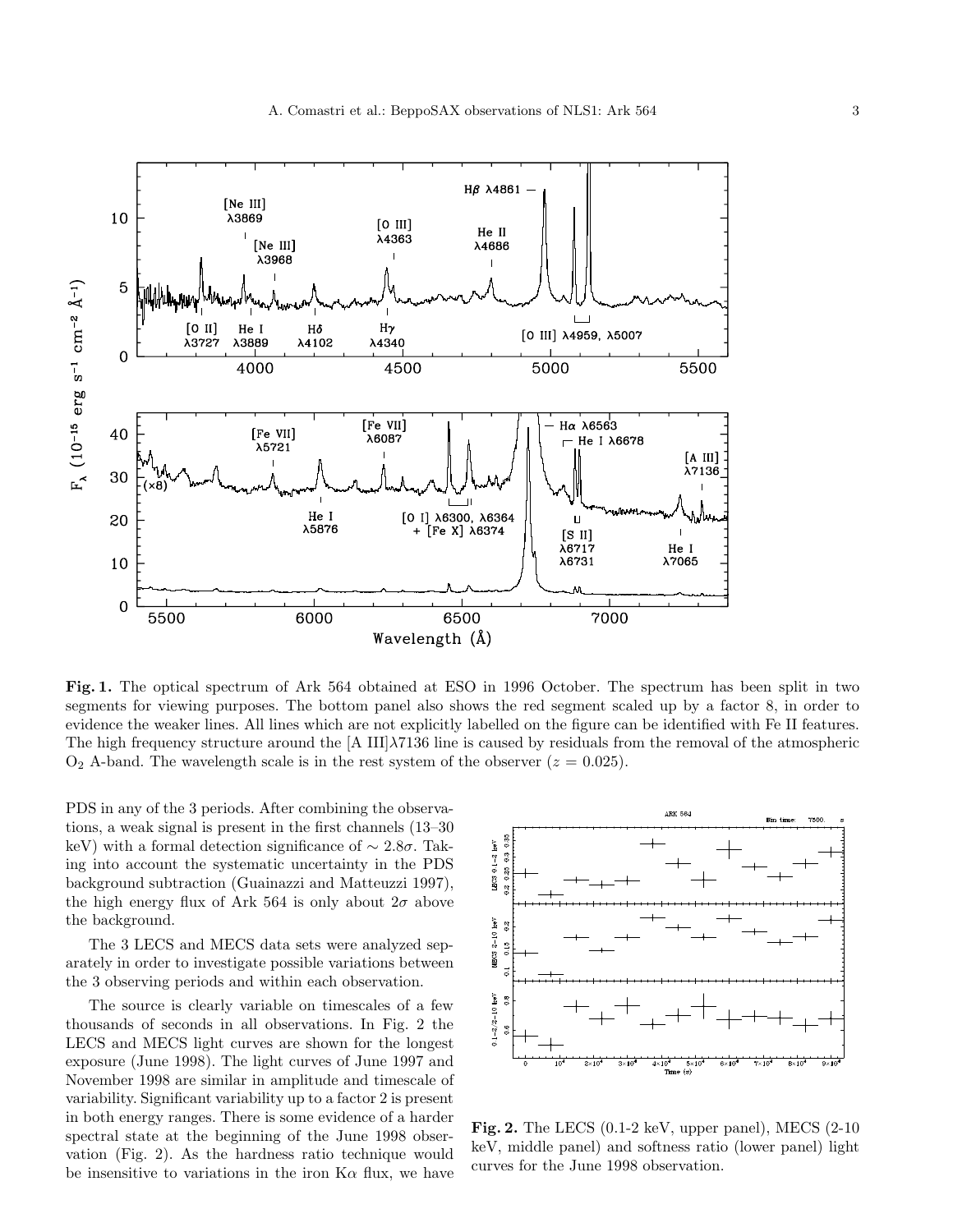**Fig. 1.** The optical spectrum of Ark 564 obtained at ESO in 1996 October. The spectrum has been split in two segments for viewing purposes. The bottom panel also shows the red segment scaled up by a factor 8, in order to evidence the weaker lines. All lines which are not explicitly labelled on the figure can be identified with Fe II features. The high frequency structure around the [A III]λ7136 line is caused by residuals from the removal of the atmospheric $O_2$ A-band. The wavelength scale is in the rest system of the observer ($z = 0.025$).

PDS in any of the 3 periods. After combining the observations, a weak signal is present in the first channels (13–30 keV) with a formal detection significance of $\sim 2.8\sigma$. Taking into account the systematic uncertainty in the PDS background subtraction (Guainazzi and Matteuzzi 1997), the high energy flux of Ark 564 is only about $2\sigma$ above the background.

The 3 LECS and MECS data sets were analyzed separately in order to investigate possible variations between the 3 observing periods and within each observation.

The source is clearly variable on timescales of a few thousands of seconds in all observations. In Fig. 2 the LECS and MECS light curves are shown for the longest exposure (June 1998). The light curves of June 1997 and November 1998 are similar in amplitude and timescale of variability. Significant variability up to a factor 2 is present in both energy ranges. There is some evidence of a harder spectral state at the beginning of the June 1998 observation (Fig. 2). As the hardness ratio technique would be insensitive to variations in the iron Kα flux, we have

**Fig. 2.** The LECS (0.1-2 keV, upper panel), MECS (2-10 keV, middle panel) and softness ratio (lower panel) light curves for the June 1998 observation.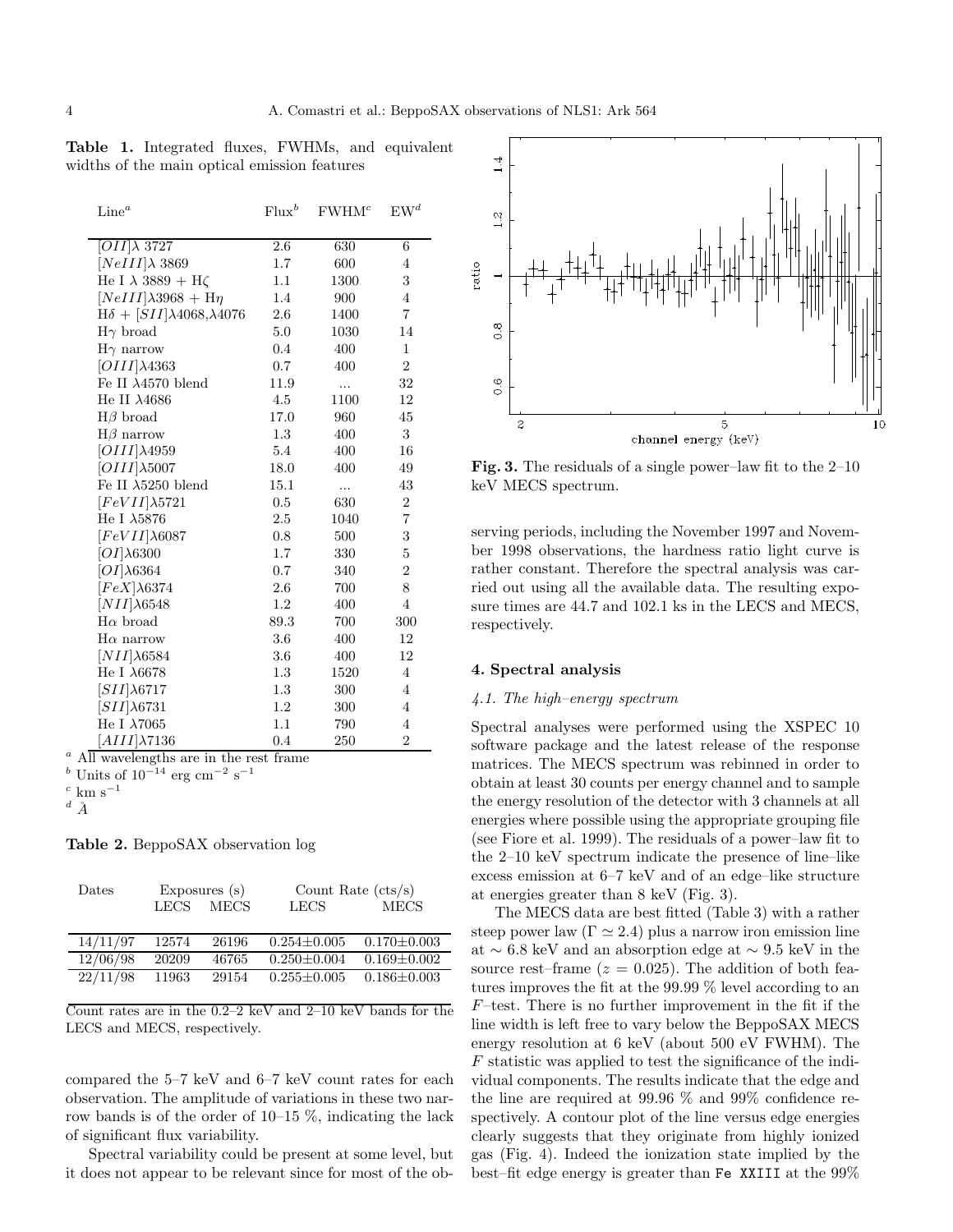**Table 1.** Integrated fluxes, FWHMs, and equivalent widths of the main optical emission features

| Line[a] | Flux[b] | FWHM[c] | EW[d] |
|---|---|---|---|
| $[OII]\lambda$ 3727 | 2.6 | 630 | 6 |
| $[NeIII]\lambda$ 3869 | 1.7 | 600 | 4 |
| He I $\lambda$ 3889 + H$\zeta$ | 1.1 | 1300 | 3 |
| $[NeIII]\lambda3968$ + H$\eta$ | 1.4 | 900 | 4 |
| H$\delta$ + $[SII]\lambda4068,\lambda4076$ | 2.6 | 1400 | 7 |
| H$\gamma$ broad | 5.0 | 1030 | 14 |
| H$\gamma$ narrow | 0.4 | 400 | 1 |
| $[OIII]\lambda4363$ | 0.7 | 400 | 2 |
| Fe II $\lambda4570$ blend | 11.9 | ... | 32 |
| He II $\lambda4686$ | 4.5 | 1100 | 12 |
| H$\beta$ broad | 17.0 | 960 | 45 |
| H$\beta$ narrow | 1.3 | 400 | 3 |
| $[OIII]\lambda4959$ | 5.4 | 400 | 16 |
| $[OIII]\lambda5007$ | 18.0 | 400 | 49 |
| Fe II $\lambda5250$ blend | 15.1 | ... | 43 |
| $[FeVII]\lambda5721$ | 0.5 | 630 | 2 |
| He I $\lambda5876$ | 2.5 | 1040 | 7 |
| $[FeVII]\lambda6087$ | 0.8 | 500 | 3 |
| $[OI]\lambda6300$ | 1.7 | 330 | 5 |
| $[OI]\lambda6364$ | 0.7 | 340 | 2 |
| $[FeX]\lambda6374$ | 2.6 | 700 | 8 |
| $[NII]\lambda6548$ | 1.2 | 400 | 4 |
| H$\alpha$ broad | 89.3 | 700 | 300 |
| H$\alpha$ narrow | 3.6 | 400 | 12 |
| $[NII]\lambda6584$ | 3.6 | 400 | 12 |
| He I $\lambda6678$ | 1.3 | 1520 | 4 |
| $[SII]\lambda6717$ | 1.3 | 300 | 4 |
| $[SII]\lambda6731$ | 1.2 | 300 | 4 |
| He I $\lambda7065$ | 1.1 | 790 | 4 |
| $[AIII]\lambda7136$ | 0.4 | 250 | 2 |

[a] All wavelengths are in the rest frame
[b] Units of $10^{-14}$ erg cm$^{-2}$ s$^{-1}$
[c] km s$^{-1}$
[d] Å

**Table 2.** BeppoSAX observation log

| Dates | Exposures (s) | | Count Rate (cts/s) | |
|---|---|---|---|---|
| | LECS | MECS | LECS | MECS |
| 14/11/97 | 12574 | 26196 | 0.254±0.005 | 0.170±0.003 |
| 12/06/98 | 20209 | 46765 | 0.250±0.004 | 0.169±0.002 |
| 22/11/98 | 11963 | 29154 | 0.255±0.005 | 0.186±0.003 |

Count rates are in the 0.2–2 keV and 2–10 keV bands for the LECS and MECS, respectively.

compared the 5–7 keV and 6–7 keV count rates for each observation. The amplitude of variations in these two narrow bands is of the order of 10–15 %, indicating the lack of significant flux variability.

Spectral variability could be present at some level, but it does not appear to be relevant since for most of the observing periods, including the November 1997 and November 1998 observations, the hardness ratio light curve is rather constant. Therefore the spectral analysis was carried out using all the available data. The resulting exposure times are 44.7 and 102.1 ks in the LECS and MECS, respectively.

**Fig. 3.** The residuals of a single power–law fit to the 2–10 keV MECS spectrum.

## 4. Spectral analysis

### 4.1. The high–energy spectrum

Spectral analyses were performed using the XSPEC 10 software package and the latest release of the response matrices. The MECS spectrum was rebinned in order to obtain at least 30 counts per energy channel and to sample the energy resolution of the detector with 3 channels at all energies where possible using the appropriate grouping file (see Fiore et al. 1999). The residuals of a power–law fit to the 2–10 keV spectrum indicate the presence of line–like excess emission at 6–7 keV and of an edge–like structure at energies greater than 8 keV (Fig. 3).

The MECS data are best fitted (Table 3) with a rather steep power law ($\Gamma \simeq 2.4$) plus a narrow iron emission line at $\sim$ 6.8 keV and an absorption edge at $\sim$ 9.5 keV in the source rest–frame ($z$ = 0.025). The addition of both features improves the fit at the 99.99 % level according to an $F$–test. There is no further improvement in the fit if the line width is left free to vary below the BeppoSAX MECS energy resolution at 6 keV (about 500 eV FWHM). The $F$ statistic was applied to test the significance of the individual components. The results indicate that the edge and the line are required at 99.96 % and 99% confidence respectively. A contour plot of the line versus edge energies clearly suggests that they originate from highly ionized gas (Fig. 4). Indeed the ionization state implied by the best–fit edge energy is greater than Fe XXIII at the 99%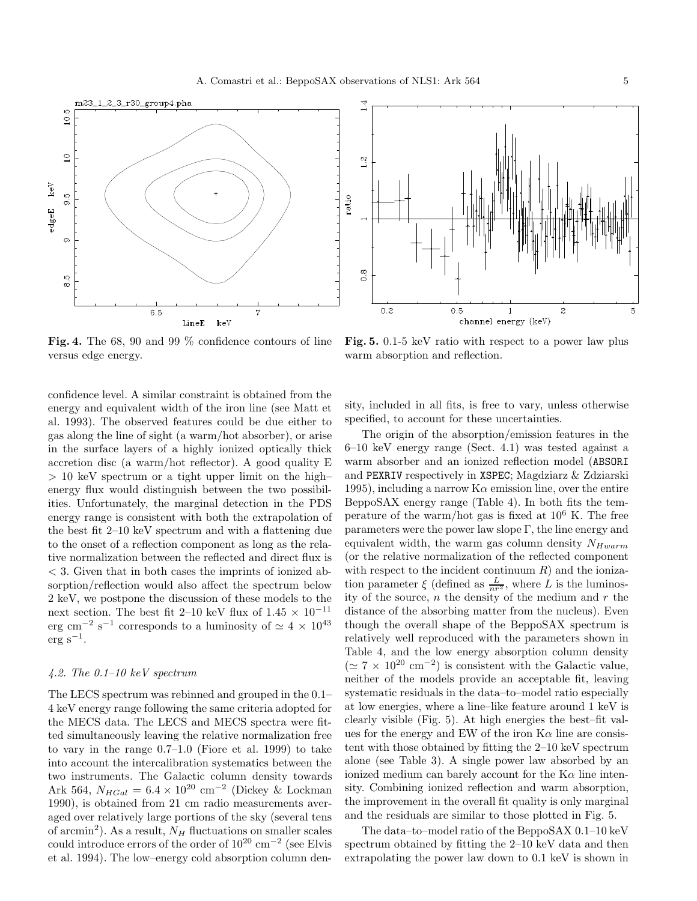**Fig. 4.** The 68, 90 and 99 % confidence contours of line versus edge energy.

**Fig. 5.** 0.1-5 keV ratio with respect to a power law plus warm absorption and reflection.

confidence level. A similar constraint is obtained from the energy and equivalent width of the iron line (see Matt et al. 1993). The observed features could be due either to gas along the line of sight (a warm/hot absorber), or arise in the surface layers of a highly ionized optically thick accretion disc (a warm/hot reflector). A good quality E > 10 keV spectrum or a tight upper limit on the high–energy flux would distinguish between the two possibilities. Unfortunately, the marginal detection in the PDS energy range is consistent with both the extrapolation of the best fit 2–10 keV spectrum and with a flattening due to the onset of a reflection component as long as the relative normalization between the reflected and direct flux is < 3. Given that in both cases the imprints of ionized absorption/reflection would also affect the spectrum below 2 keV, we postpone the discussion of these models to the next section. The best fit 2–10 keV flux of $1.45 \times 10^{-11}$ erg cm$^{-2}$ s$^{-1}$ corresponds to a luminosity of $\simeq 4 \times 10^{43}$ erg s$^{-1}$.

### 4.2. The 0.1–10 keV spectrum

The LECS spectrum was rebinned and grouped in the 0.1–4 keV energy range following the same criteria adopted for the MECS data. The LECS and MECS spectra were fitted simultaneously leaving the relative normalization free to vary in the range 0.7–1.0 (Fiore et al. 1999) to take into account the intercalibration systematics between the two instruments. The Galactic column density towards Ark 564, $N_{HGal} = 6.4 \times 10^{20}$ cm$^{-2}$ (Dickey & Lockman 1990), is obtained from 21 cm radio measurements averaged over relatively large portions of the sky (several tens of arcmin$^2$). As a result, $N_H$ fluctuations on smaller scales could introduce errors of the order of $10^{20}$ cm$^{-2}$ (see Elvis et al. 1994). The low–energy cold absorption column density, included in all fits, is free to vary, unless otherwise specified, to account for these uncertainties.

The origin of the absorption/emission features in the 6–10 keV energy range (Sect. 4.1) was tested against a warm absorber and an ionized reflection model (`ABSORI` and `PEXRIV` respectively in `XSPEC`; Magdziarz & Zdziarski 1995), including a narrow K$\alpha$ emission line, over the entire BeppoSAX energy range (Table 4). In both fits the temperature of the warm/hot gas is fixed at $10^6$ K. The free parameters were the power law slope $\Gamma$, the line energy and equivalent width, the warm gas column density $N_{Hwarm}$ (or the relative normalization of the reflected component with respect to the incident continuum $R$) and the ionization parameter $\xi$ (defined as $\frac{L}{nr^2}$, where $L$ is the luminosity of the source, $n$ the density of the medium and $r$ the distance of the absorbing matter from the nucleus). Even though the overall shape of the BeppoSAX spectrum is relatively well reproduced with the parameters shown in Table 4, and the low energy absorption column density ($\simeq 7 \times 10^{20}$ cm$^{-2}$) is consistent with the Galactic value, neither of the models provide an acceptable fit, leaving systematic residuals in the data–to–model ratio especially at low energies, where a line–like feature around 1 keV is clearly visible (Fig. 5). At high energies the best–fit values for the energy and EW of the iron K$\alpha$ line are consistent with those obtained by fitting the 2–10 keV spectrum alone (see Table 3). A single power law absorbed by an ionized medium can barely account for the K$\alpha$ line intensity. Combining ionized reflection and warm absorption, the improvement in the overall fit quality is only marginal and the residuals are similar to those plotted in Fig. 5.

The data–to–model ratio of the BeppoSAX 0.1–10 keV spectrum obtained by fitting the 2–10 keV data and then extrapolating the power law down to 0.1 keV is shown in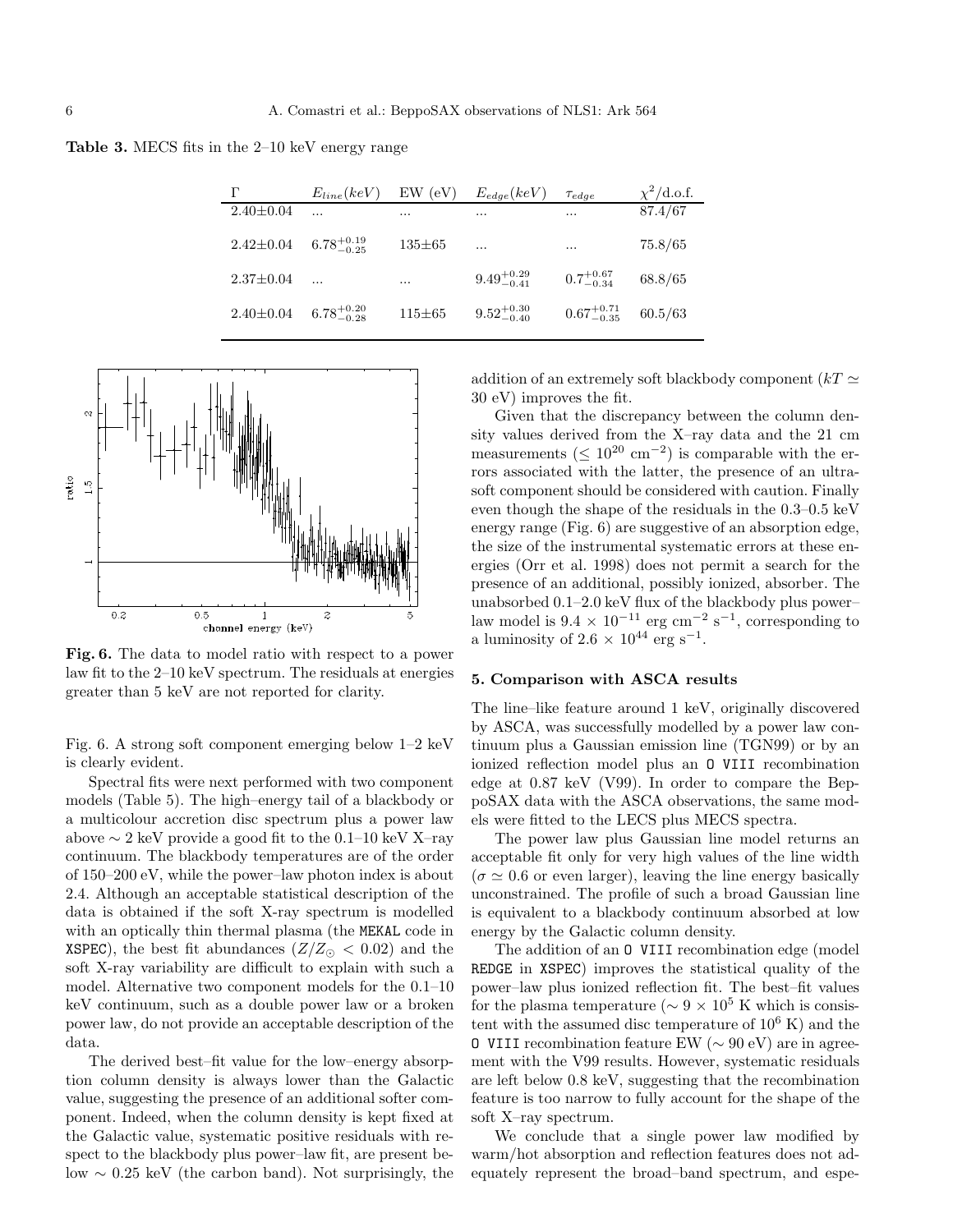**Table 3.** MECS fits in the 2–10 keV energy range

| $\Gamma$ | $E_{line}(keV)$ | EW (eV) | $E_{edge}(keV)$ | $\tau_{edge}$ | $\chi^2$/d.o.f. |
|---|---|---|---|---|---|
| 2.40±0.04 | ... | ... | ... | ... | 87.4/67 |
| 2.42±0.04 | $6.78^{+0.19}_{-0.25}$ | 135±65 | ... | ... | 75.8/65 |
| 2.37±0.04 | ... | ... | $9.49^{+0.29}_{-0.41}$ | $0.7^{+0.67}_{-0.34}$ | 68.8/65 |
| 2.40±0.04 | $6.78^{+0.20}_{-0.28}$ | 115±65 | $9.52^{+0.30}_{-0.40}$ | $0.67^{+0.71}_{-0.35}$ | 60.5/63 |

**Fig. 6.** The data to model ratio with respect to a power law fit to the 2–10 keV spectrum. The residuals at energies greater than 5 keV are not reported for clarity.

Fig. 6. A strong soft component emerging below 1–2 keV is clearly evident.

Spectral fits were next performed with two component models (Table 5). The high–energy tail of a blackbody or a multicolour accretion disc spectrum plus a power law above ∼ 2 keV provide a good fit to the 0.1–10 keV X–ray continuum. The blackbody temperatures are of the order of 150–200 eV, while the power–law photon index is about 2.4. Although an acceptable statistical description of the data is obtained if the soft X-ray spectrum is modelled with an optically thin thermal plasma (the MEKAL code in XSPEC), the best fit abundances ($Z/Z_{\odot} < 0.02$) and the soft X-ray variability are difficult to explain with such a model. Alternative two component models for the 0.1–10 keV continuum, such as a double power law or a broken power law, do not provide an acceptable description of the data.

The derived best–fit value for the low–energy absorption column density is always lower than the Galactic value, suggesting the presence of an additional softer component. Indeed, when the column density is kept fixed at the Galactic value, systematic positive residuals with respect to the blackbody plus power–law fit, are present below ∼ 0.25 keV (the carbon band). Not surprisingly, the addition of an extremely soft blackbody component ($kT \simeq$ 30 eV) improves the fit.

Given that the discrepancy between the column density values derived from the X–ray data and the 21 cm measurements ($\lesssim 10^{20}$ cm$^{-2}$) is comparable with the errors associated with the latter, the presence of an ultrasoft component should be considered with caution. Finally even though the shape of the residuals in the 0.3–0.5 keV energy range (Fig. 6) are suggestive of an absorption edge, the size of the instrumental systematic errors at these energies (Orr et al. 1998) does not permit a search for the presence of an additional, possibly ionized, absorber. The unabsorbed 0.1–2.0 keV flux of the blackbody plus power–law model is $9.4 \times 10^{-11}$ erg cm$^{-2}$ s$^{-1}$, corresponding to a luminosity of $2.6 \times 10^{44}$ erg s$^{-1}$.

## 5. Comparison with ASCA results

The line–like feature around 1 keV, originally discovered by ASCA, was successfully modelled by a power law continuum plus a Gaussian emission line (TGN99) or by an ionized reflection model plus an O VIII recombination edge at 0.87 keV (V99). In order to compare the BeppoSAX data with the ASCA observations, the same models were fitted to the LECS plus MECS spectra.

The power law plus Gaussian line model returns an acceptable fit only for very high values of the line width ($\sigma \simeq 0.6$ or even larger), leaving the line energy basically unconstrained. The profile of such a broad Gaussian line is equivalent to a blackbody continuum absorbed at low energy by the Galactic column density.

The addition of an O VIII recombination edge (model REDGE in XSPEC) improves the statistical quality of the power–law plus ionized reflection fit. The best–fit values for the plasma temperature ($\sim 9 \times 10^5$ K which is consistent with the assumed disc temperature of $10^6$ K) and the O VIII recombination feature EW (∼ 90 eV) are in agreement with the V99 results. However, systematic residuals are left below 0.8 keV, suggesting that the recombination feature is too narrow to fully account for the shape of the soft X–ray spectrum.

We conclude that a single power law modified by warm/hot absorption and reflection features does not adequately represent the broad–band spectrum, and espe-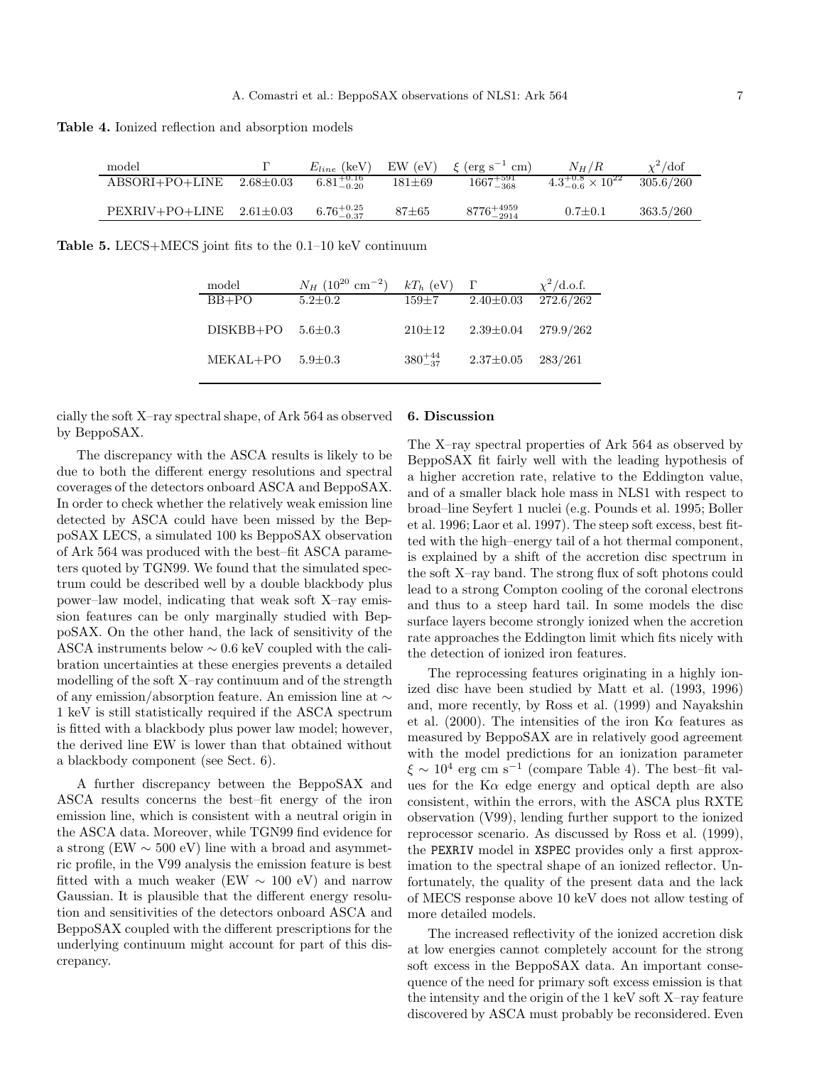**Table 4.** Ionized reflection and absorption models

| model | $\Gamma$ | $E_{line}$ (keV) | EW (eV) | $\xi$ (erg s$^{-1}$ cm) | $N_H/R$ | $\chi^2$/dof |
|---|---|---|---|---|---|---|
| ABSORI+PO+LINE | 2.68±0.03 | $6.81^{+0.16}_{-0.20}$ | 181±69 | $1667^{+591}_{-368}$ | $4.3^{+0.8}_{-0.6} \times 10^{22}$ | 305.6/260 |
| PEXRIV+PO+LINE | 2.61±0.03 | $6.76^{+0.25}_{-0.37}$ | 87±65 | $8776^{+4959}_{-2914}$ | 0.7±0.1 | 363.5/260 |

**Table 5.** LECS+MECS joint fits to the 0.1–10 keV continuum

| model | $N_H$ ($10^{20}$ cm$^{-2}$) | $kT_h$ (eV) | $\Gamma$ | $\chi^2$/d.o.f. |
|---|---|---|---|---|
| BB+PO | 5.2±0.2 | 159±7 | 2.40±0.03 | 272.6/262 |
| DISKBB+PO | 5.6±0.3 | 210±12 | 2.39±0.04 | 279.9/262 |
| MEKAL+PO | 5.9±0.3 | $380^{+44}_{-37}$ | 2.37±0.05 | 283/261 |

cially the soft X–ray spectral shape, of Ark 564 as observed by BeppoSAX.

The discrepancy with the ASCA results is likely to be due to both the different energy resolutions and spectral coverages of the detectors onboard ASCA and BeppoSAX. In order to check whether the relatively weak emission line detected by ASCA could have been missed by the BeppoSAX LECS, a simulated 100 ks BeppoSAX observation of Ark 564 was produced with the best–fit ASCA parameters quoted by TGN99. We found that the simulated spectrum could be described well by a double blackbody plus power–law model, indicating that weak soft X–ray emission features can be only marginally studied with BeppoSAX. On the other hand, the lack of sensitivity of the ASCA instruments below $\sim 0.6$ keV coupled with the calibration uncertainties at these energies prevents a detailed modelling of the soft X–ray continuum and of the strength of any emission/absorption feature. An emission line at $\sim$ 1 keV is still statistically required if the ASCA spectrum is fitted with a blackbody plus power law model; however, the derived line EW is lower than that obtained without a blackbody component (see Sect. 6).

A further discrepancy between the BeppoSAX and ASCA results concerns the best–fit energy of the iron emission line, which is consistent with a neutral origin in the ASCA data. Moreover, while TGN99 find evidence for a strong (EW $\sim$ 500 eV) line with a broad and asymmetric profile, in the V99 analysis the emission feature is best fitted with a much weaker (EW $\sim$ 100 eV) and narrow Gaussian. It is plausible that the different energy resolution and sensitivities of the detectors onboard ASCA and BeppoSAX coupled with the different prescriptions for the underlying continuum might account for part of this discrepancy.

## 6. Discussion

The X–ray spectral properties of Ark 564 as observed by BeppoSAX fit fairly well with the leading hypothesis of a higher accretion rate, relative to the Eddington value, and of a smaller black hole mass in NLS1 with respect to broad–line Seyfert 1 nuclei (e.g. Pounds et al. 1995; Boller et al. 1996; Laor et al. 1997). The steep soft excess, best fitted with the high–energy tail of a hot thermal component, is explained by a shift of the accretion disc spectrum in the soft X–ray band. The strong flux of soft photons could lead to a strong Compton cooling of the coronal electrons and thus to a steep hard tail. In some models the disc surface layers become strongly ionized when the accretion rate approaches the Eddington limit which fits nicely with the detection of ionized iron features.

The reprocessing features originating in a highly ionized disc have been studied by Matt et al. (1993, 1996) and, more recently, by Ross et al. (1999) and Nayakshin et al. (2000). The intensities of the iron K$\alpha$ features as measured by BeppoSAX are in relatively good agreement with the model predictions for an ionization parameter $\xi \sim 10^4$ erg cm s$^{-1}$ (compare Table 4). The best–fit values for the K$\alpha$ edge energy and optical depth are also consistent, within the errors, with the ASCA plus RXTE observation (V99), lending further support to the ionized reprocessor scenario. As discussed by Ross et al. (1999), the `PEXRIV` model in `XSPEC` provides only a first approximation to the spectral shape of an ionized reflector. Unfortunately, the quality of the present data and the lack of MECS response above 10 keV does not allow testing of more detailed models.

The increased reflectivity of the ionized accretion disk at low energies cannot completely account for the strong soft excess in the BeppoSAX data. An important consequence of the need for primary soft excess emission is that the intensity and the origin of the 1 keV soft X–ray feature discovered by ASCA must probably be reconsidered. Even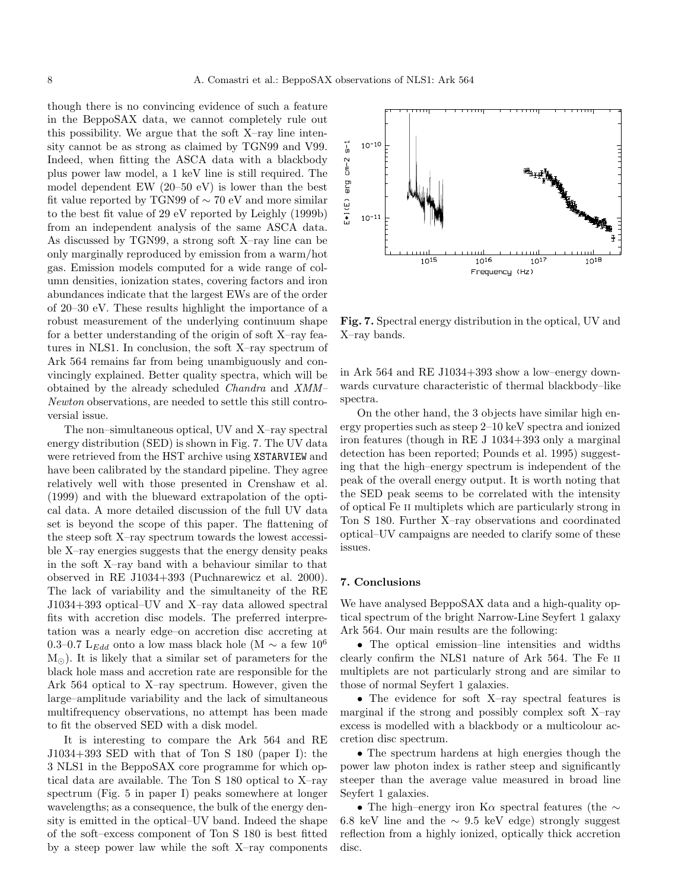though there is no convincing evidence of such a feature in the BeppoSAX data, we cannot completely rule out this possibility. We argue that the soft X–ray line intensity cannot be as strong as claimed by TGN99 and V99. Indeed, when fitting the ASCA data with a blackbody plus power law model, a 1 keV line is still required. The model dependent EW (20–50 eV) is lower than the best fit value reported by TGN99 of $\sim$ 70 eV and more similar to the best fit value of 29 eV reported by Leighly (1999b) from an independent analysis of the same ASCA data. As discussed by TGN99, a strong soft X–ray line can be only marginally reproduced by emission from a warm/hot gas. Emission models computed for a wide range of column densities, ionization states, covering factors and iron abundances indicate that the largest EWs are of the order of 20–30 eV. These results highlight the importance of a robust measurement of the underlying continuum shape for a better understanding of the origin of soft X–ray features in NLS1. In conclusion, the soft X–ray spectrum of Ark 564 remains far from being unambiguously and convincingly explained. Better quality spectra, which will be obtained by the already scheduled *Chandra* and *XMM–Newton* observations, are needed to settle this still controversial issue.

The non–simultaneous optical, UV and X–ray spectral energy distribution (SED) is shown in Fig. 7. The UV data were retrieved from the HST archive using `XSTARVIEW` and have been calibrated by the standard pipeline. They agree relatively well with those presented in Crenshaw et al. (1999) and with the blueward extrapolation of the optical data. A more detailed discussion of the full UV data set is beyond the scope of this paper. The flattening of the steep soft X–ray spectrum towards the lowest accessible X–ray energies suggests that the energy density peaks in the soft X–ray band with a behaviour similar to that observed in RE J1034+393 (Puchnarewicz et al. 2000). The lack of variability and the simultaneity of the RE J1034+393 optical–UV and X–ray data allowed spectral fits with accretion disc models. The preferred interpretation was a nearly edge–on accretion disc accreting at 0.3–0.7 $L_{Edd}$ onto a low mass black hole (M $\sim$ a few $10^6$ $M_{\odot}$). It is likely that a similar set of parameters for the black hole mass and accretion rate are responsible for the Ark 564 optical to X–ray spectrum. However, given the large–amplitude variability and the lack of simultaneous multifrequency observations, no attempt has been made to fit the observed SED with a disk model.

It is interesting to compare the Ark 564 and RE J1034+393 SED with that of Ton S 180 (paper I): the 3 NLS1 in the BeppoSAX core programme for which optical data are available. The Ton S 180 optical to X–ray spectrum (Fig. 5 in paper I) peaks somewhere at longer wavelengths; as a consequence, the bulk of the energy density is emitted in the optical–UV band. Indeed the shape of the soft–excess component of Ton S 180 is best fitted by a steep power law while the soft X–ray components in Ark 564 and RE J1034+393 show a low–energy downwards curvature characteristic of thermal blackbody–like spectra.

**Fig. 7.** Spectral energy distribution in the optical, UV and X–ray bands.

On the other hand, the 3 objects have similar high energy properties such as steep 2–10 keV spectra and ionized iron features (though in RE J 1034+393 only a marginal detection has been reported; Pounds et al. 1995) suggesting that the high–energy spectrum is independent of the peak of the overall energy output. It is worth noting that the SED peak seems to be correlated with the intensity of optical Fe II multiplets which are particularly strong in Ton S 180. Further X–ray observations and coordinated optical–UV campaigns are needed to clarify some of these issues.

## 7. Conclusions

We have analysed BeppoSAX data and a high-quality optical spectrum of the bright Narrow-Line Seyfert 1 galaxy Ark 564. Our main results are the following:

- The optical emission–line intensities and widths clearly confirm the NLS1 nature of Ark 564. The Fe II multiplets are not particularly strong and are similar to those of normal Seyfert 1 galaxies.
- The evidence for soft X–ray spectral features is marginal if the strong and possibly complex soft X–ray excess is modelled with a blackbody or a multicolour accretion disc spectrum.
- The spectrum hardens at high energies though the power law photon index is rather steep and significantly steeper than the average value measured in broad line Seyfert 1 galaxies.
- The high–energy iron K$\alpha$ spectral features (the $\sim$ 6.8 keV line and the $\sim$ 9.5 keV edge) strongly suggest reflection from a highly ionized, optically thick accretion disc.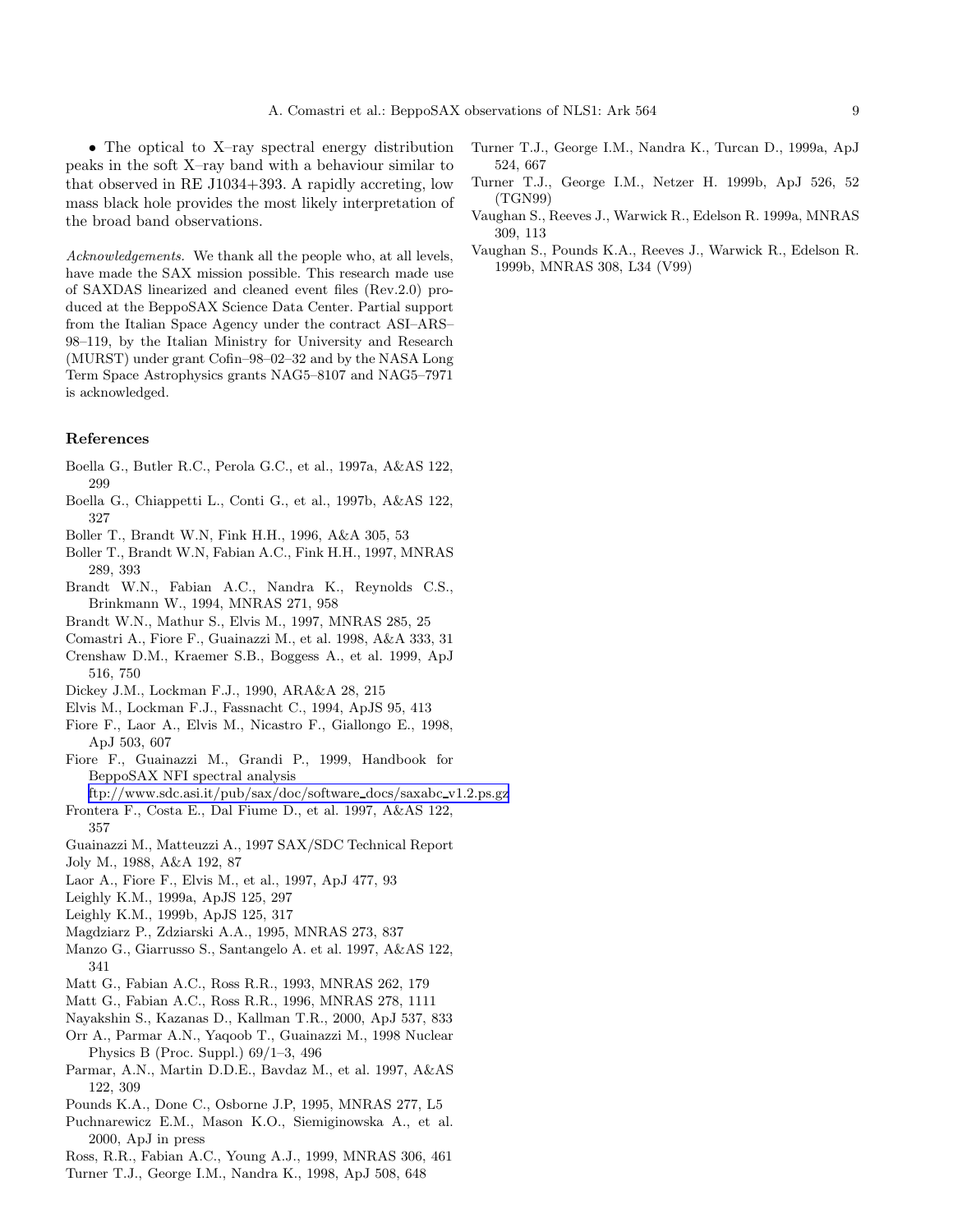• The optical to X–ray spectral energy distribution peaks in the soft X–ray band with a behaviour similar to that observed in RE J1034+393. A rapidly accreting, low mass black hole provides the most likely interpretation of the broad band observations.

*Acknowledgements.* We thank all the people who, at all levels, have made the SAX mission possible. This research made use of SAXDAS linearized and cleaned event files (Rev.2.0) produced at the BeppoSAX Science Data Center. Partial support from the Italian Space Agency under the contract ASI–ARS–98–119, by the Italian Ministry for University and Research (MURST) under grant Cofin–98–02–32 and by the NASA Long Term Space Astrophysics grants NAG5–8107 and NAG5–7971 is acknowledged.

## References

Boella G., Butler R.C., Perola G.C., et al., 1997a, A&AS 122, 299

Boella G., Chiappetti L., Conti G., et al., 1997b, A&AS 122, 327

Boller T., Brandt W.N, Fink H.H., 1996, A&A 305, 53

Boller T., Brandt W.N, Fabian A.C., Fink H.H., 1997, MNRAS 289, 393

Brandt W.N., Fabian A.C., Nandra K., Reynolds C.S., Brinkmann W., 1994, MNRAS 271, 958

Brandt W.N., Mathur S., Elvis M., 1997, MNRAS 285, 25

Comastri A., Fiore F., Guainazzi M., et al. 1998, A&A 333, 31

Crenshaw D.M., Kraemer S.B., Boggess A., et al. 1999, ApJ 516, 750

Dickey J.M., Lockman F.J., 1990, ARA&A 28, 215

Elvis M., Lockman F.J., Fassnacht C., 1994, ApJS 95, 413

Fiore F., Laor A., Elvis M., Nicastro F., Giallongo E., 1998, ApJ 503, 607

Fiore F., Guainazzi M., Grandi P., 1999, Handbook for BeppoSAX NFI spectral analysis ftp://www.sdc.asi.it/pub/sax/doc/software_docs/saxabc_v1.2.ps.gz

Frontera F., Costa E., Dal Fiume D., et al. 1997, A&AS 122, 357

Guainazzi M., Matteuzzi A., 1997 SAX/SDC Technical Report

Joly M., 1988, A&A 192, 87

Laor A., Fiore F., Elvis M., et al., 1997, ApJ 477, 93

Leighly K.M., 1999a, ApJS 125, 297

Leighly K.M., 1999b, ApJS 125, 317

Magdziarz P., Zdziarski A.A., 1995, MNRAS 273, 837

Manzo G., Giarrusso S., Santangelo A. et al. 1997, A&AS 122, 341

Matt G., Fabian A.C., Ross R.R., 1993, MNRAS 262, 179

Matt G., Fabian A.C., Ross R.R., 1996, MNRAS 278, 1111

Nayakshin S., Kazanas D., Kallman T.R., 2000, ApJ 537, 833

Orr A., Parmar A.N., Yaqoob T., Guainazzi M., 1998 Nuclear Physics B (Proc. Suppl.) 69/1–3, 496

Parmar, A.N., Martin D.D.E., Bavdaz M., et al. 1997, A&AS 122, 309

Pounds K.A., Done C., Osborne J.P, 1995, MNRAS 277, L5

Puchnarewicz E.M., Mason K.O., Siemiginowska A., et al. 2000, ApJ in press

Ross, R.R., Fabian A.C., Young A.J., 1999, MNRAS 306, 461

Turner T.J., George I.M., Nandra K., 1998, ApJ 508, 648

Turner T.J., George I.M., Nandra K., Turcan D., 1999a, ApJ 524, 667

Turner T.J., George I.M., Netzer H. 1999b, ApJ 526, 52 (TGN99)

Vaughan S., Reeves J., Warwick R., Edelson R. 1999a, MNRAS 309, 113

Vaughan S., Pounds K.A., Reeves J., Warwick R., Edelson R. 1999b, MNRAS 308, L34 (V99)